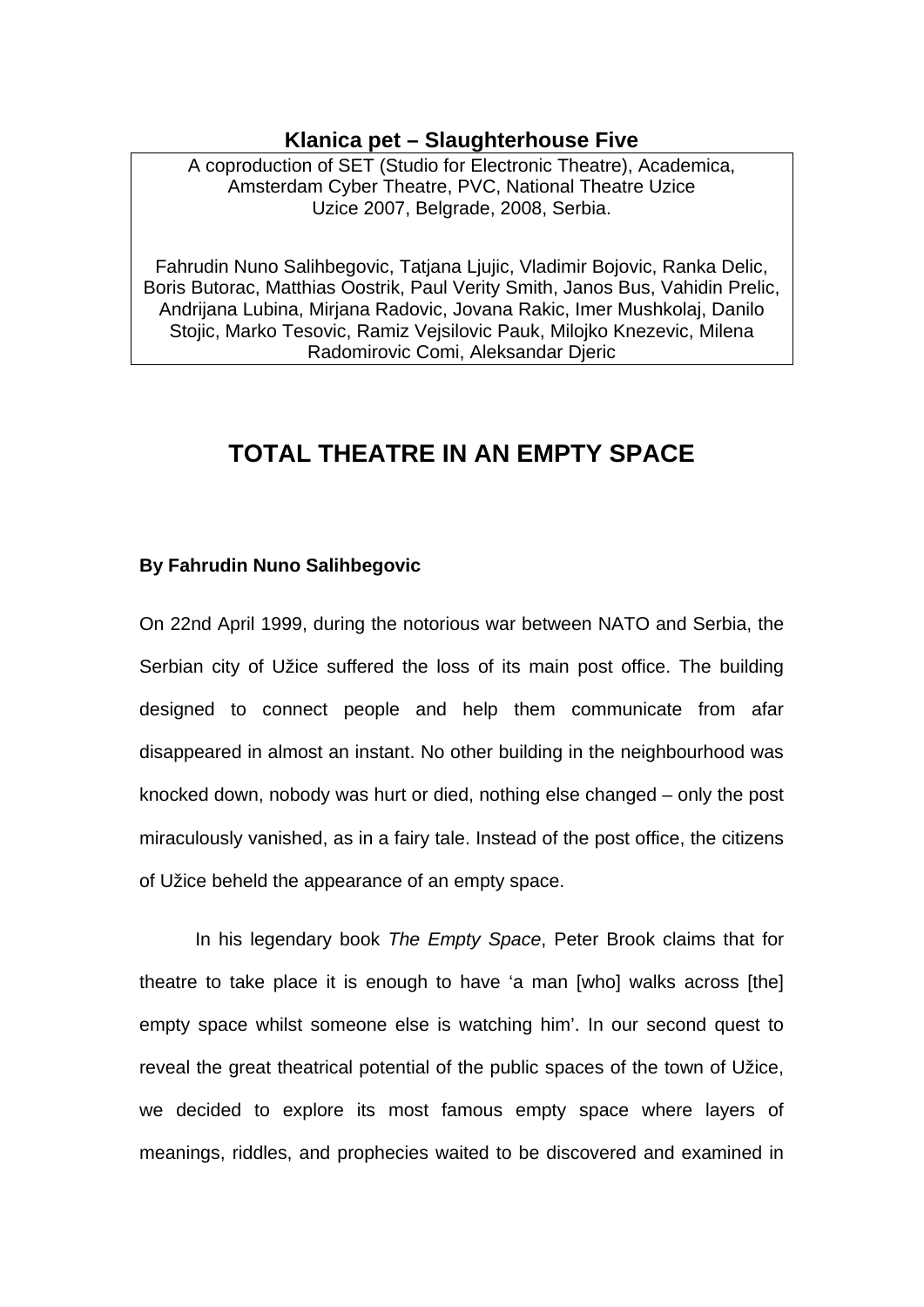**Klanica pet – Slaughterhouse Five**

A coproduction of SET (Studio for Electronic Theatre), Academica, Amsterdam Cyber Theatre, PVC, National Theatre Uzice
Uzice 2007, Belgrade, 2008, Serbia.

Fahrudin Nuno Salihbegovic, Tatjana Ljujic, Vladimir Bojovic, Ranka Delic, Boris Butorac, Matthias Oostrik, Paul Verity Smith, Janos Bus, Vahidin Prelic, Andrijana Lubina, Mirjana Radovic, Jovana Rakic, Imer Mushkolaj, Danilo Stojic, Marko Tesovic, Ramiz Vejsilovic Pauk, Milojko Knezevic, Milena Radomirovic Comi, Aleksandar Djeric

# TOTAL THEATRE IN AN EMPTY SPACE

**By Fahrudin Nuno Salihbegovic**

On 22nd April 1999, during the notorious war between NATO and Serbia, the Serbian city of Užice suffered the loss of its main post office. The building designed to connect people and help them communicate from afar disappeared in almost an instant. No other building in the neighbourhood was knocked down, nobody was hurt or died, nothing else changed – only the post miraculously vanished, as in a fairy tale. Instead of the post office, the citizens of Užice beheld the appearance of an empty space.

In his legendary book *The Empty Space*, Peter Brook claims that for theatre to take place it is enough to have 'a man [who] walks across [the] empty space whilst someone else is watching him'. In our second quest to reveal the great theatrical potential of the public spaces of the town of Užice, we decided to explore its most famous empty space where layers of meanings, riddles, and prophecies waited to be discovered and examined in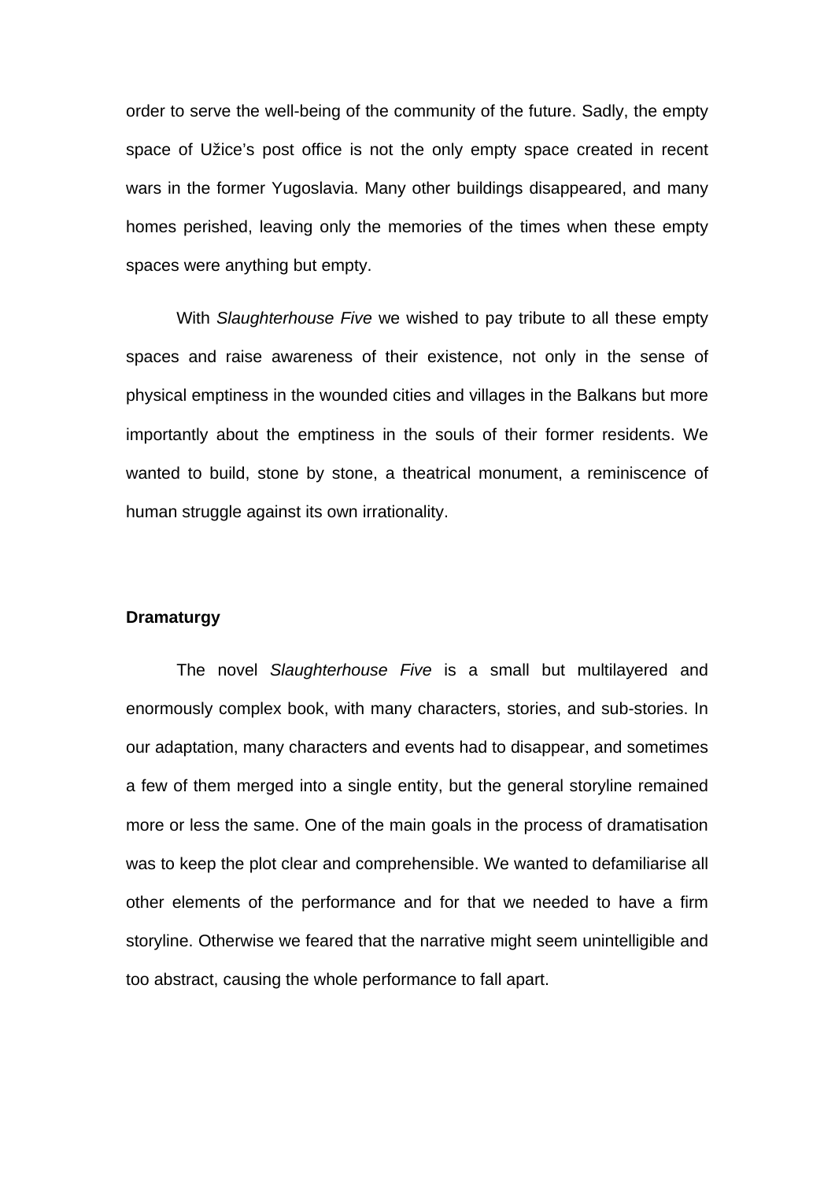order to serve the well-being of the community of the future. Sadly, the empty space of Užice's post office is not the only empty space created in recent wars in the former Yugoslavia. Many other buildings disappeared, and many homes perished, leaving only the memories of the times when these empty spaces were anything but empty.

With *Slaughterhouse Five* we wished to pay tribute to all these empty spaces and raise awareness of their existence, not only in the sense of physical emptiness in the wounded cities and villages in the Balkans but more importantly about the emptiness in the souls of their former residents. We wanted to build, stone by stone, a theatrical monument, a reminiscence of human struggle against its own irrationality.

**Dramaturgy**

The novel *Slaughterhouse Five* is a small but multilayered and enormously complex book, with many characters, stories, and sub-stories. In our adaptation, many characters and events had to disappear, and sometimes a few of them merged into a single entity, but the general storyline remained more or less the same. One of the main goals in the process of dramatisation was to keep the plot clear and comprehensible. We wanted to defamiliarise all other elements of the performance and for that we needed to have a firm storyline. Otherwise we feared that the narrative might seem unintelligible and too abstract, causing the whole performance to fall apart.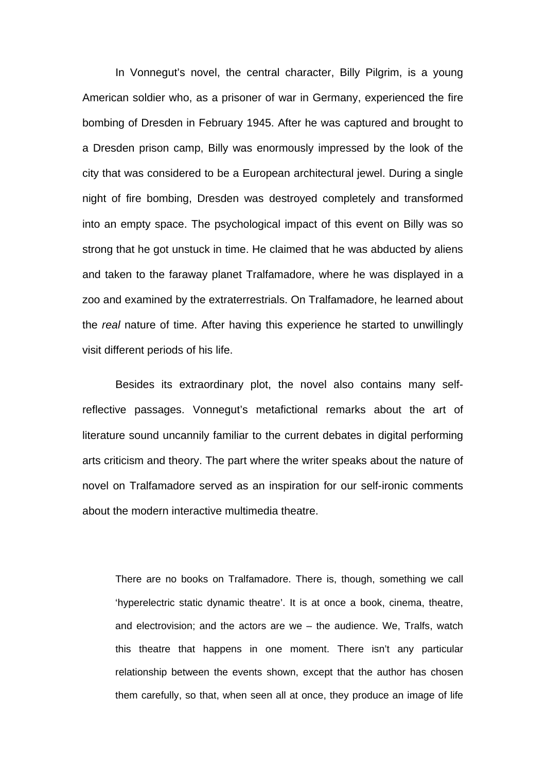In Vonnegut's novel, the central character, Billy Pilgrim, is a young American soldier who, as a prisoner of war in Germany, experienced the fire bombing of Dresden in February 1945. After he was captured and brought to a Dresden prison camp, Billy was enormously impressed by the look of the city that was considered to be a European architectural jewel. During a single night of fire bombing, Dresden was destroyed completely and transformed into an empty space. The psychological impact of this event on Billy was so strong that he got unstuck in time. He claimed that he was abducted by aliens and taken to the faraway planet Tralfamadore, where he was displayed in a zoo and examined by the extraterrestrials. On Tralfamadore, he learned about the *real* nature of time. After having this experience he started to unwillingly visit different periods of his life.

Besides its extraordinary plot, the novel also contains many self-reflective passages. Vonnegut's metafictional remarks about the art of literature sound uncannily familiar to the current debates in digital performing arts criticism and theory. The part where the writer speaks about the nature of novel on Tralfamadore served as an inspiration for our self-ironic comments about the modern interactive multimedia theatre.

> There are no books on Tralfamadore. There is, though, something we call 'hyperelectric static dynamic theatre'. It is at once a book, cinema, theatre, and electrovision; and the actors are we – the audience. We, Tralfs, watch this theatre that happens in one moment. There isn't any particular relationship between the events shown, except that the author has chosen them carefully, so that, when seen all at once, they produce an image of life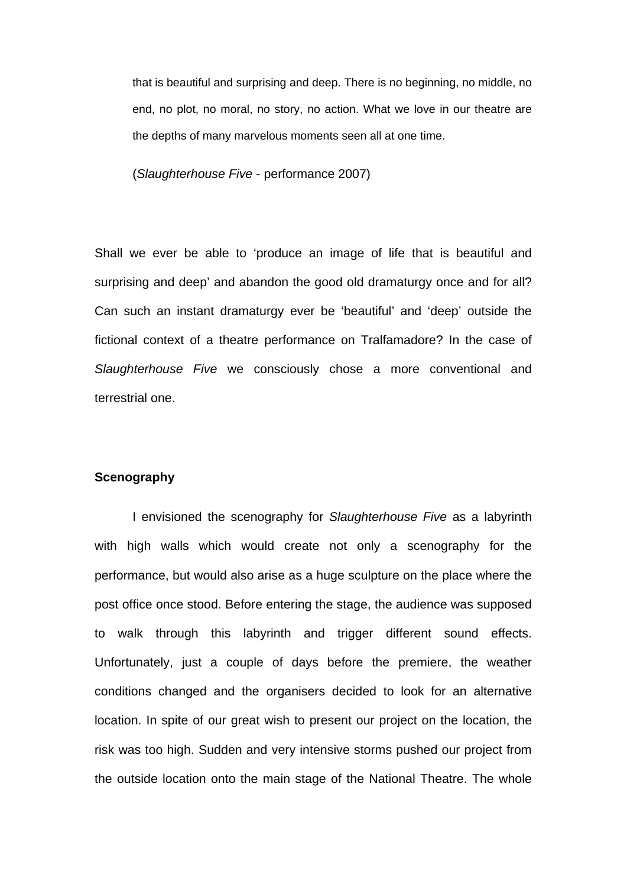> that is beautiful and surprising and deep. There is no beginning, no middle, no end, no plot, no moral, no story, no action. What we love in our theatre are the depths of many marvelous moments seen all at one time.
>
> (*Slaughterhouse Five* - performance 2007)

Shall we ever be able to 'produce an image of life that is beautiful and surprising and deep' and abandon the good old dramaturgy once and for all? Can such an instant dramaturgy ever be 'beautiful' and 'deep' outside the fictional context of a theatre performance on Tralfamadore? In the case of *Slaughterhouse Five* we consciously chose a more conventional and terrestrial one.

**Scenography**

I envisioned the scenography for *Slaughterhouse Five* as a labyrinth with high walls which would create not only a scenography for the performance, but would also arise as a huge sculpture on the place where the post office once stood. Before entering the stage, the audience was supposed to walk through this labyrinth and trigger different sound effects. Unfortunately, just a couple of days before the premiere, the weather conditions changed and the organisers decided to look for an alternative location. In spite of our great wish to present our project on the location, the risk was too high. Sudden and very intensive storms pushed our project from the outside location onto the main stage of the National Theatre. The whole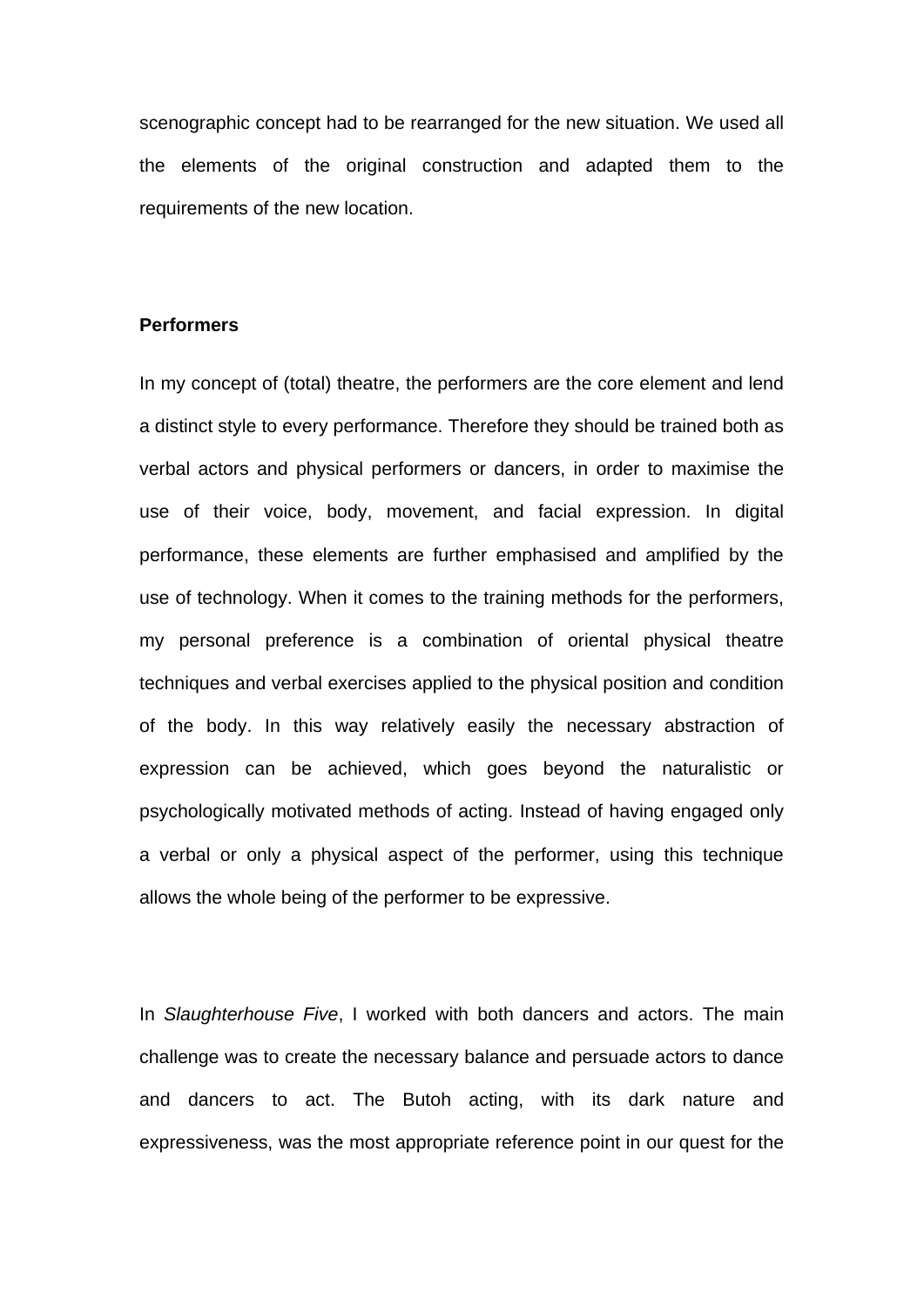scenographic concept had to be rearranged for the new situation. We used all the elements of the original construction and adapted them to the requirements of the new location.

**Performers**

In my concept of (total) theatre, the performers are the core element and lend a distinct style to every performance. Therefore they should be trained both as verbal actors and physical performers or dancers, in order to maximise the use of their voice, body, movement, and facial expression. In digital performance, these elements are further emphasised and amplified by the use of technology. When it comes to the training methods for the performers, my personal preference is a combination of oriental physical theatre techniques and verbal exercises applied to the physical position and condition of the body. In this way relatively easily the necessary abstraction of expression can be achieved, which goes beyond the naturalistic or psychologically motivated methods of acting. Instead of having engaged only a verbal or only a physical aspect of the performer, using this technique allows the whole being of the performer to be expressive.

In *Slaughterhouse Five*, I worked with both dancers and actors. The main challenge was to create the necessary balance and persuade actors to dance and dancers to act. The Butoh acting, with its dark nature and expressiveness, was the most appropriate reference point in our quest for the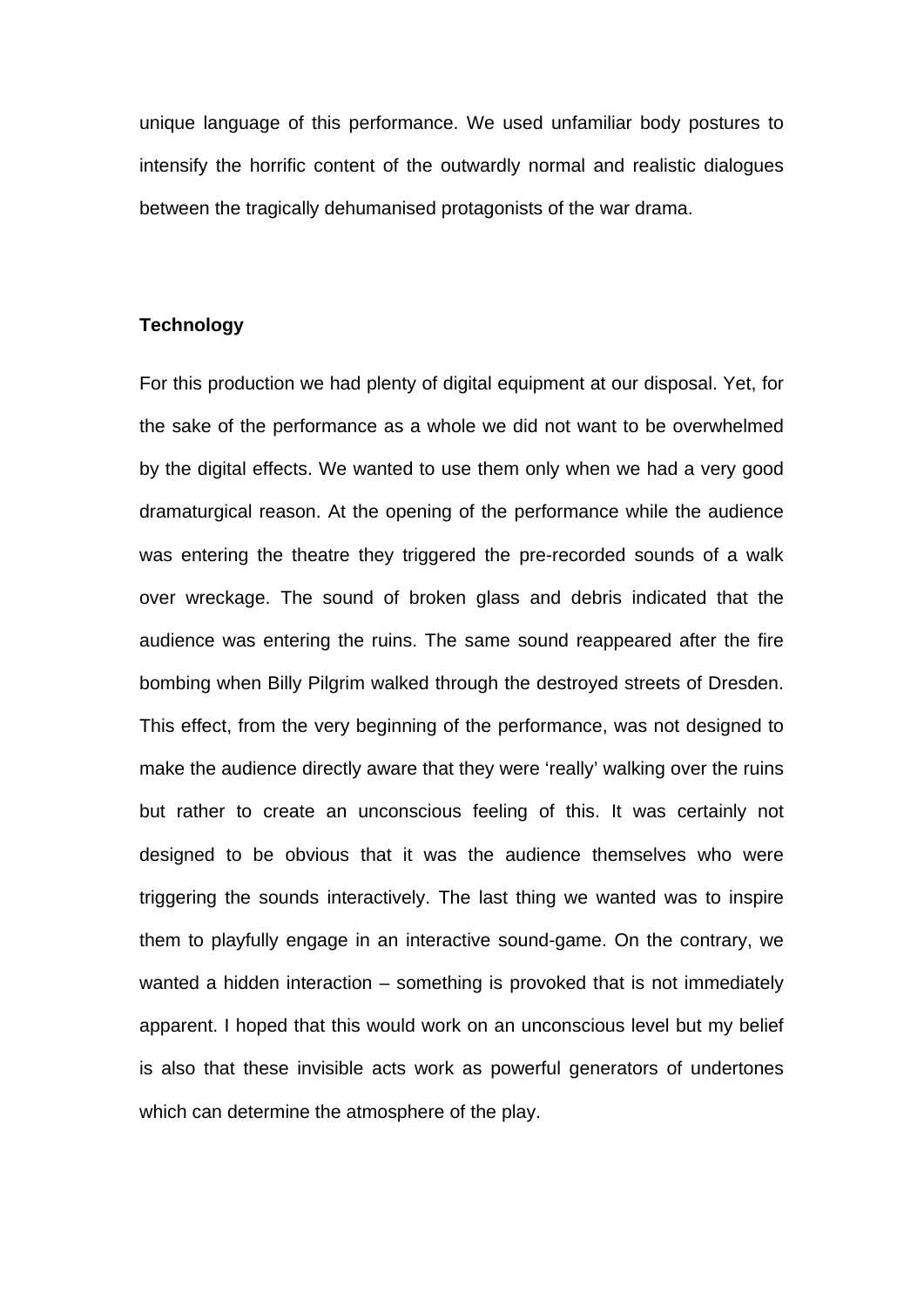unique language of this performance. We used unfamiliar body postures to intensify the horrific content of the outwardly normal and realistic dialogues between the tragically dehumanised protagonists of the war drama.

**Technology**

For this production we had plenty of digital equipment at our disposal. Yet, for the sake of the performance as a whole we did not want to be overwhelmed by the digital effects. We wanted to use them only when we had a very good dramaturgical reason. At the opening of the performance while the audience was entering the theatre they triggered the pre-recorded sounds of a walk over wreckage. The sound of broken glass and debris indicated that the audience was entering the ruins. The same sound reappeared after the fire bombing when Billy Pilgrim walked through the destroyed streets of Dresden. This effect, from the very beginning of the performance, was not designed to make the audience directly aware that they were 'really' walking over the ruins but rather to create an unconscious feeling of this. It was certainly not designed to be obvious that it was the audience themselves who were triggering the sounds interactively. The last thing we wanted was to inspire them to playfully engage in an interactive sound-game. On the contrary, we wanted a hidden interaction – something is provoked that is not immediately apparent. I hoped that this would work on an unconscious level but my belief is also that these invisible acts work as powerful generators of undertones which can determine the atmosphere of the play.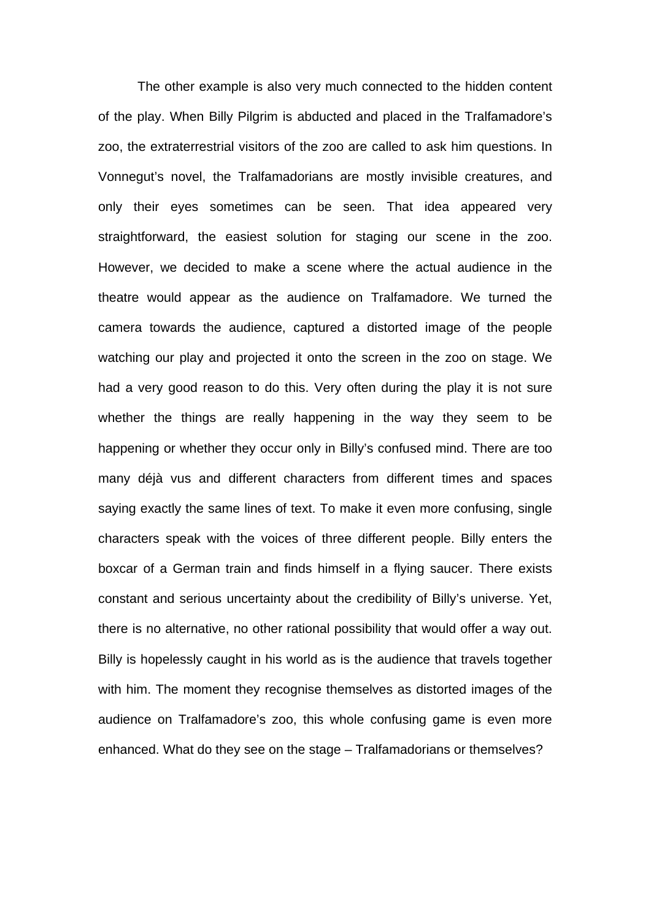The other example is also very much connected to the hidden content of the play. When Billy Pilgrim is abducted and placed in the Tralfamadore's zoo, the extraterrestrial visitors of the zoo are called to ask him questions. In Vonnegut's novel, the Tralfamadorians are mostly invisible creatures, and only their eyes sometimes can be seen. That idea appeared very straightforward, the easiest solution for staging our scene in the zoo. However, we decided to make a scene where the actual audience in the theatre would appear as the audience on Tralfamadore. We turned the camera towards the audience, captured a distorted image of the people watching our play and projected it onto the screen in the zoo on stage. We had a very good reason to do this. Very often during the play it is not sure whether the things are really happening in the way they seem to be happening or whether they occur only in Billy's confused mind. There are too many déjà vus and different characters from different times and spaces saying exactly the same lines of text. To make it even more confusing, single characters speak with the voices of three different people. Billy enters the boxcar of a German train and finds himself in a flying saucer. There exists constant and serious uncertainty about the credibility of Billy's universe. Yet, there is no alternative, no other rational possibility that would offer a way out. Billy is hopelessly caught in his world as is the audience that travels together with him. The moment they recognise themselves as distorted images of the audience on Tralfamadore's zoo, this whole confusing game is even more enhanced. What do they see on the stage – Tralfamadorians or themselves?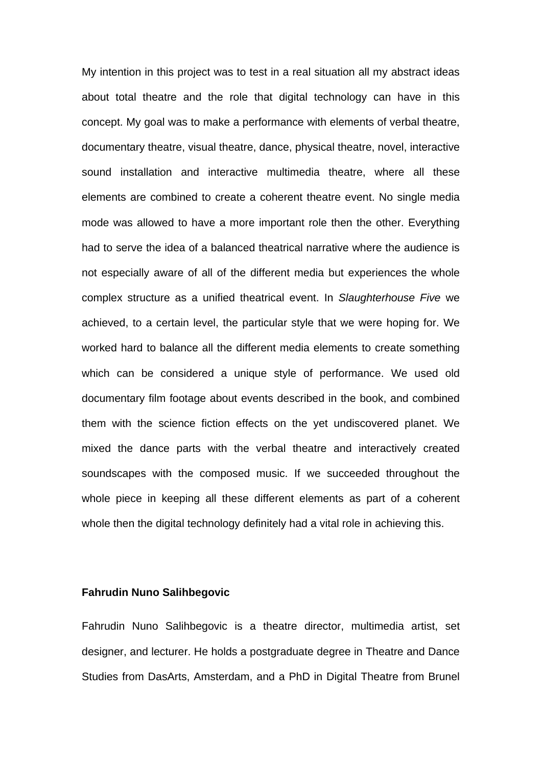My intention in this project was to test in a real situation all my abstract ideas about total theatre and the role that digital technology can have in this concept. My goal was to make a performance with elements of verbal theatre, documentary theatre, visual theatre, dance, physical theatre, novel, interactive sound installation and interactive multimedia theatre, where all these elements are combined to create a coherent theatre event. No single media mode was allowed to have a more important role then the other. Everything had to serve the idea of a balanced theatrical narrative where the audience is not especially aware of all of the different media but experiences the whole complex structure as a unified theatrical event. In *Slaughterhouse Five* we achieved, to a certain level, the particular style that we were hoping for. We worked hard to balance all the different media elements to create something which can be considered a unique style of performance. We used old documentary film footage about events described in the book, and combined them with the science fiction effects on the yet undiscovered planet. We mixed the dance parts with the verbal theatre and interactively created soundscapes with the composed music. If we succeeded throughout the whole piece in keeping all these different elements as part of a coherent whole then the digital technology definitely had a vital role in achieving this.

**Fahrudin Nuno Salihbegovic**

Fahrudin Nuno Salihbegovic is a theatre director, multimedia artist, set designer, and lecturer. He holds a postgraduate degree in Theatre and Dance Studies from DasArts, Amsterdam, and a PhD in Digital Theatre from Brunel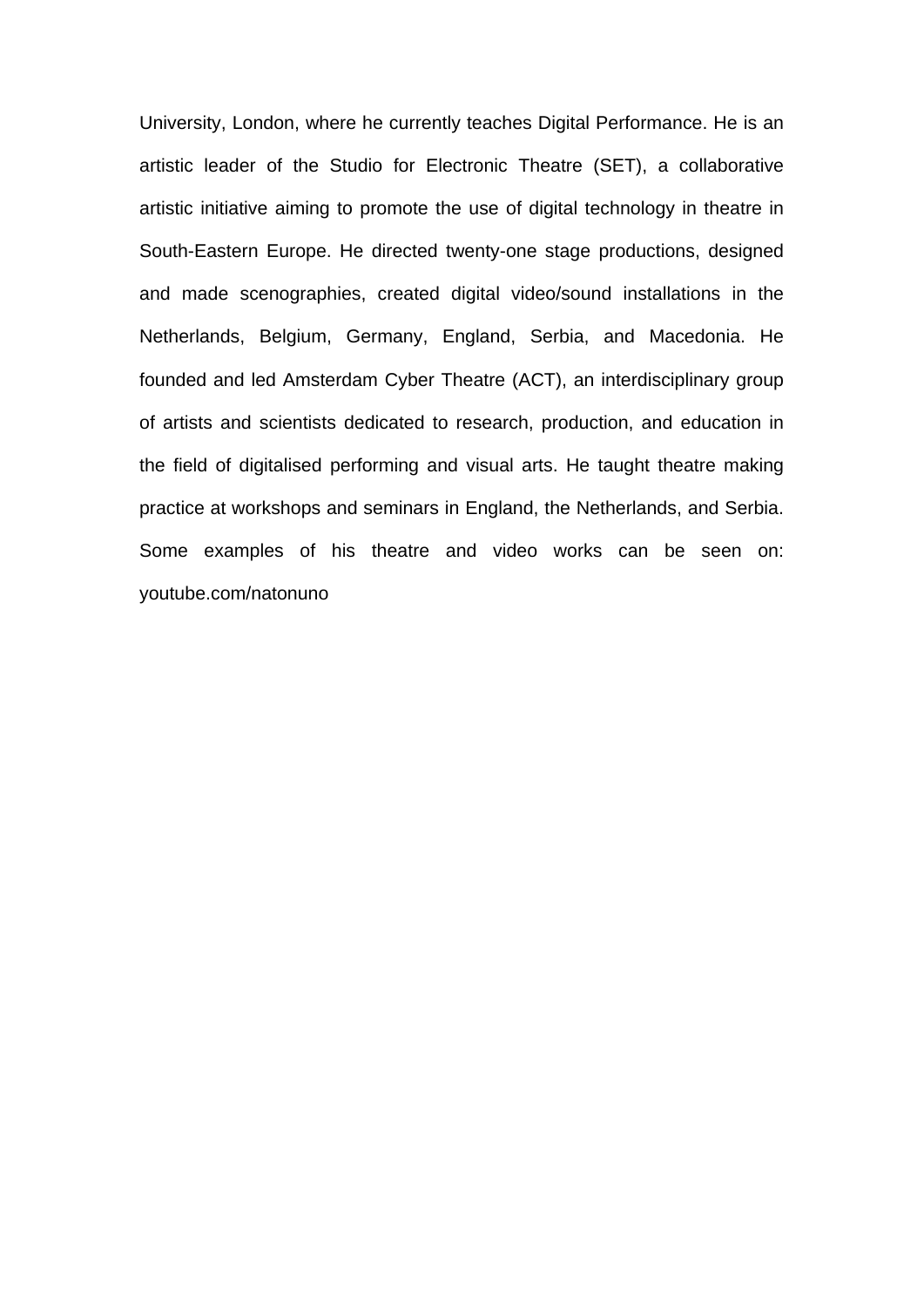University, London, where he currently teaches Digital Performance. He is an artistic leader of the Studio for Electronic Theatre (SET), a collaborative artistic initiative aiming to promote the use of digital technology in theatre in South-Eastern Europe. He directed twenty-one stage productions, designed and made scenographies, created digital video/sound installations in the Netherlands, Belgium, Germany, England, Serbia, and Macedonia. He founded and led Amsterdam Cyber Theatre (ACT), an interdisciplinary group of artists and scientists dedicated to research, production, and education in the field of digitalised performing and visual arts. He taught theatre making practice at workshops and seminars in England, the Netherlands, and Serbia. Some examples of his theatre and video works can be seen on: youtube.com/natonuno